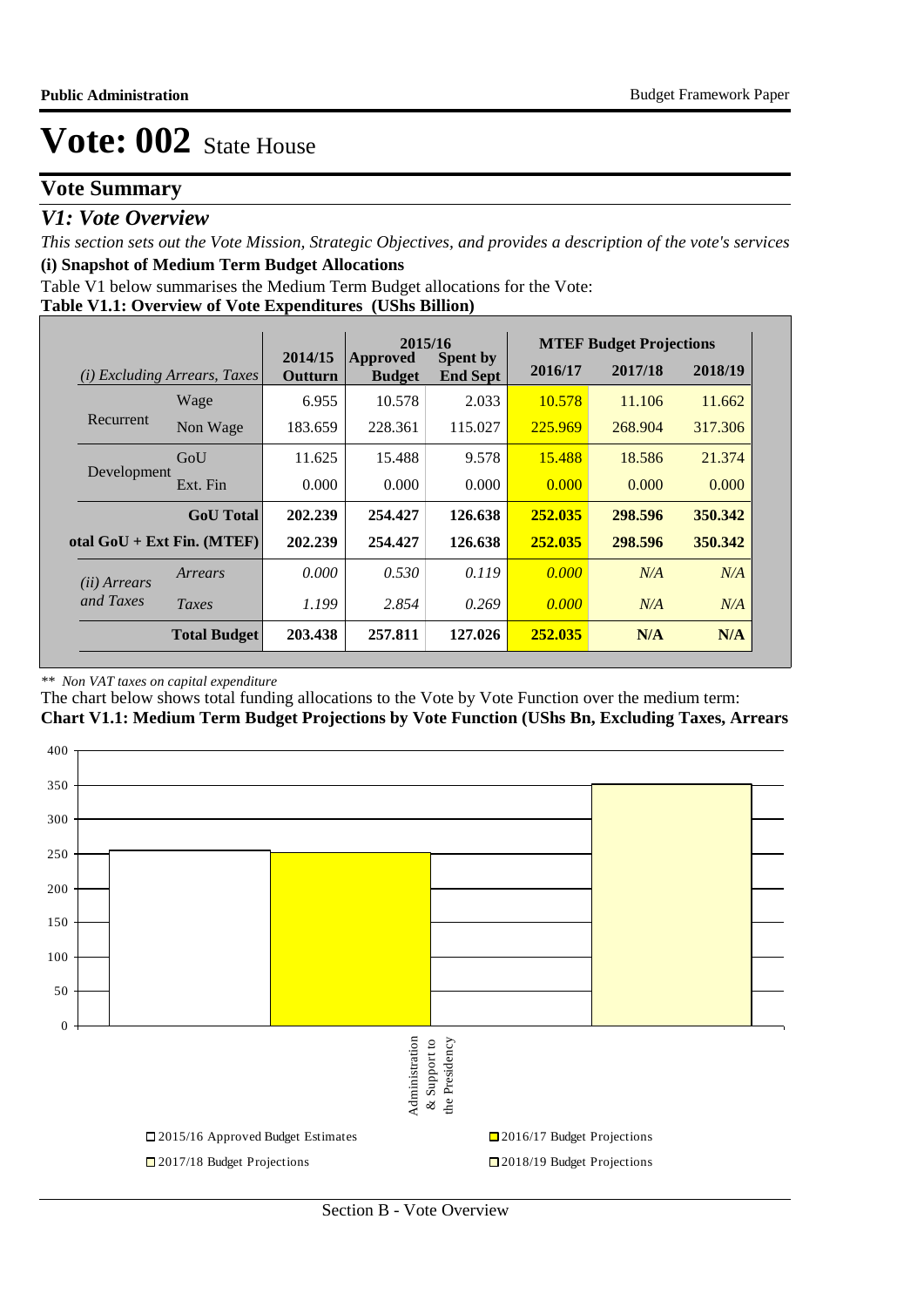# Vote: 002 State House

## Vote Summary

### *V1: Vote Overview*

*This section sets out the Vote Mission, Strategic Objectives, and provides a description of the vote's services*

**(i) Snapshot of Medium Term Budget Allocations**

Table V1 below summarises the Medium Term Budget allocations for the Vote:

**Table V1.1: Overview of Vote Expenditures (UShs Billion)**

| *(i) Excluding Arrears, Taxes* | | 2014/15 Outturn | 2015/16 Approved Budget | 2015/16 Spent by End Sept | MTEF Budget Projections 2016/17 | 2017/18 | 2018/19 |
|---|---|---|---|---|---|---|---|
| Recurrent | Wage | 6.955 | 10.578 | 2.033 | 10.578 | 11.106 | 11.662 |
| | Non Wage | 183.659 | 228.361 | 115.027 | 225.969 | 268.904 | 317.306 |
| Development | GoU | 11.625 | 15.488 | 9.578 | 15.488 | 18.586 | 21.374 |
| | Ext. Fin | 0.000 | 0.000 | 0.000 | 0.000 | 0.000 | 0.000 |
| | **GoU Total** | **202.239** | **254.427** | **126.638** | **252.035** | **298.596** | **350.342** |
| **otal GoU + Ext Fin. (MTEF)** | | **202.239** | **254.427** | **126.638** | **252.035** | **298.596** | **350.342** |
| *(ii) Arrears and Taxes* | *Arrears* | *0.000* | *0.530* | *0.119* | *0.000* | *N/A* | *N/A* |
| | *Taxes* | *1.199* | *2.854* | *0.269* | *0.000* | *N/A* | *N/A* |
| | **Total Budget** | **203.438** | **257.811** | **127.026** | **252.035** | **N/A** | **N/A** |

*\*\* Non VAT taxes on capital expenditure*

The chart below shows total funding allocations to the Vote by Vote Function over the medium term:

**Chart V1.1: Medium Term Budget Projections by Vote Function (UShs Bn, Excluding Taxes, Arrears**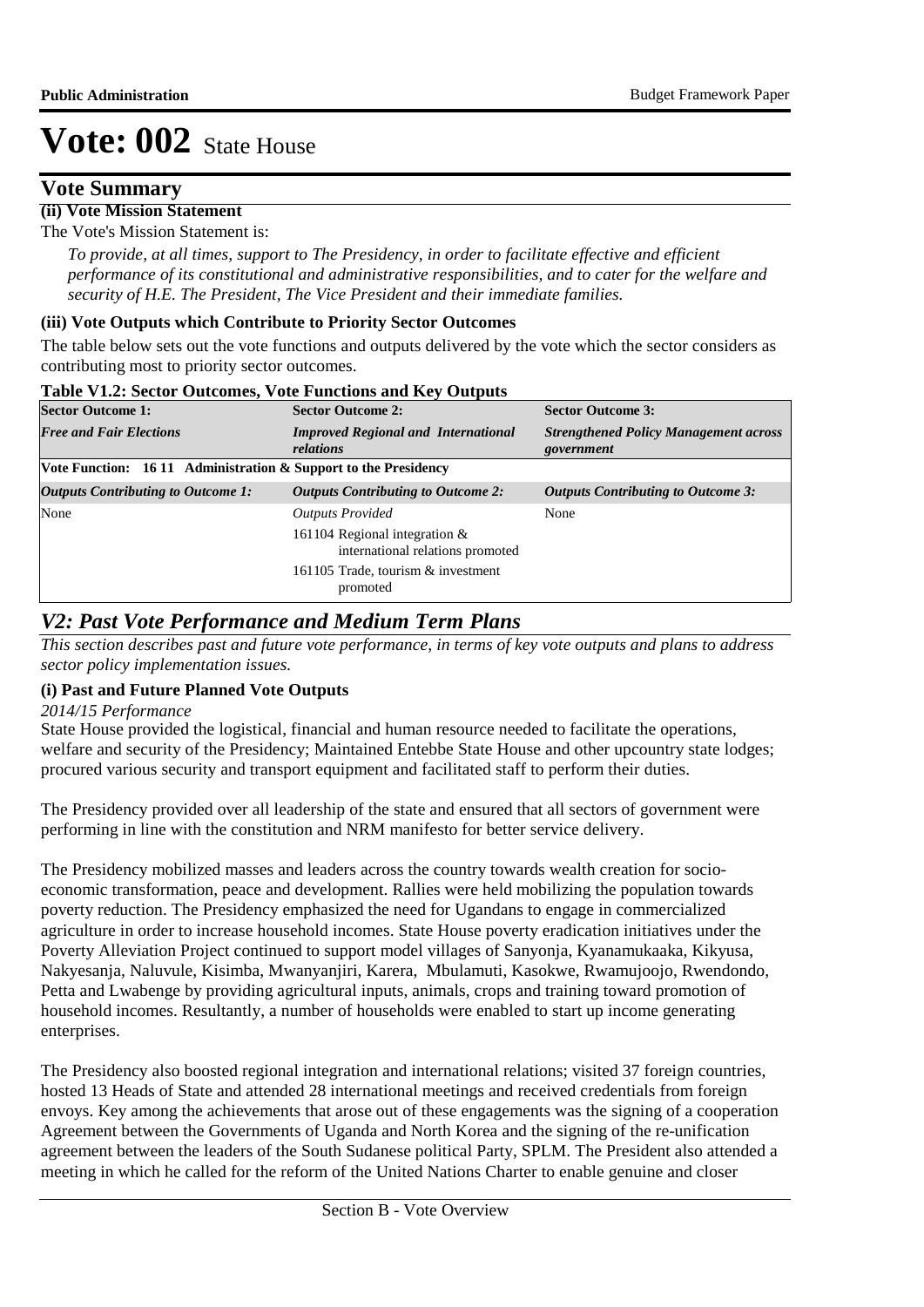# Vote: 002 State House

## Vote Summary

**(ii) Vote Mission Statement**

The Vote's Mission Statement is:

*To provide, at all times, support to The Presidency, in order to facilitate effective and efficient performance of its constitutional and administrative responsibilities, and to cater for the welfare and security of H.E. The President, The Vice President and their immediate families.*

**(iii) Vote Outputs which Contribute to Priority Sector Outcomes**

The table below sets out the vote functions and outputs delivered by the vote which the sector considers as contributing most to priority sector outcomes.

**Table V1.2: Sector Outcomes, Vote Functions and Key Outputs**

| **Sector Outcome 1:** | **Sector Outcome 2:** | **Sector Outcome 3:** |
|---|---|---|
| ***Free and Fair Elections*** | ***Improved Regional and International relations*** | ***Strengthened Policy Management across government*** |
| **Vote Function: 16 11 Administration & Support to the Presidency** | | |
| ***Outputs Contributing to Outcome 1:*** | ***Outputs Contributing to Outcome 2:*** | ***Outputs Contributing to Outcome 3:*** |
| None | *Outputs Provided*<br>161104 Regional integration & international relations promoted<br>161105 Trade, tourism & investment promoted | None |

## *V2: Past Vote Performance and Medium Term Plans*

*This section describes past and future vote performance, in terms of key vote outputs and plans to address sector policy implementation issues.*

**(i) Past and Future Planned Vote Outputs**

*2014/15 Performance*

State House provided the logistical, financial and human resource needed to facilitate the operations, welfare and security of the Presidency; Maintained Entebbe State House and other upcountry state lodges; procured various security and transport equipment and facilitated staff to perform their duties.

The Presidency provided over all leadership of the state and ensured that all sectors of government were performing in line with the constitution and NRM manifesto for better service delivery.

The Presidency mobilized masses and leaders across the country towards wealth creation for socio-economic transformation, peace and development. Rallies were held mobilizing the population towards poverty reduction. The Presidency emphasized the need for Ugandans to engage in commercialized agriculture in order to increase household incomes. State House poverty eradication initiatives under the Poverty Alleviation Project continued to support model villages of Sanyonja, Kyanamukaaka, Kikyusa, Nakyesanja, Naluvule, Kisimba, Mwanyanjiri, Karera, Mbulamuti, Kasokwe, Rwamujoojo, Rwendondo, Petta and Lwabenge by providing agricultural inputs, animals, crops and training toward promotion of household incomes. Resultantly, a number of households were enabled to start up income generating enterprises.

The Presidency also boosted regional integration and international relations; visited 37 foreign countries, hosted 13 Heads of State and attended 28 international meetings and received credentials from foreign envoys. Key among the achievements that arose out of these engagements was the signing of a cooperation Agreement between the Governments of Uganda and North Korea and the signing of the re-unification agreement between the leaders of the South Sudanese political Party, SPLM. The President also attended a meeting in which he called for the reform of the United Nations Charter to enable genuine and closer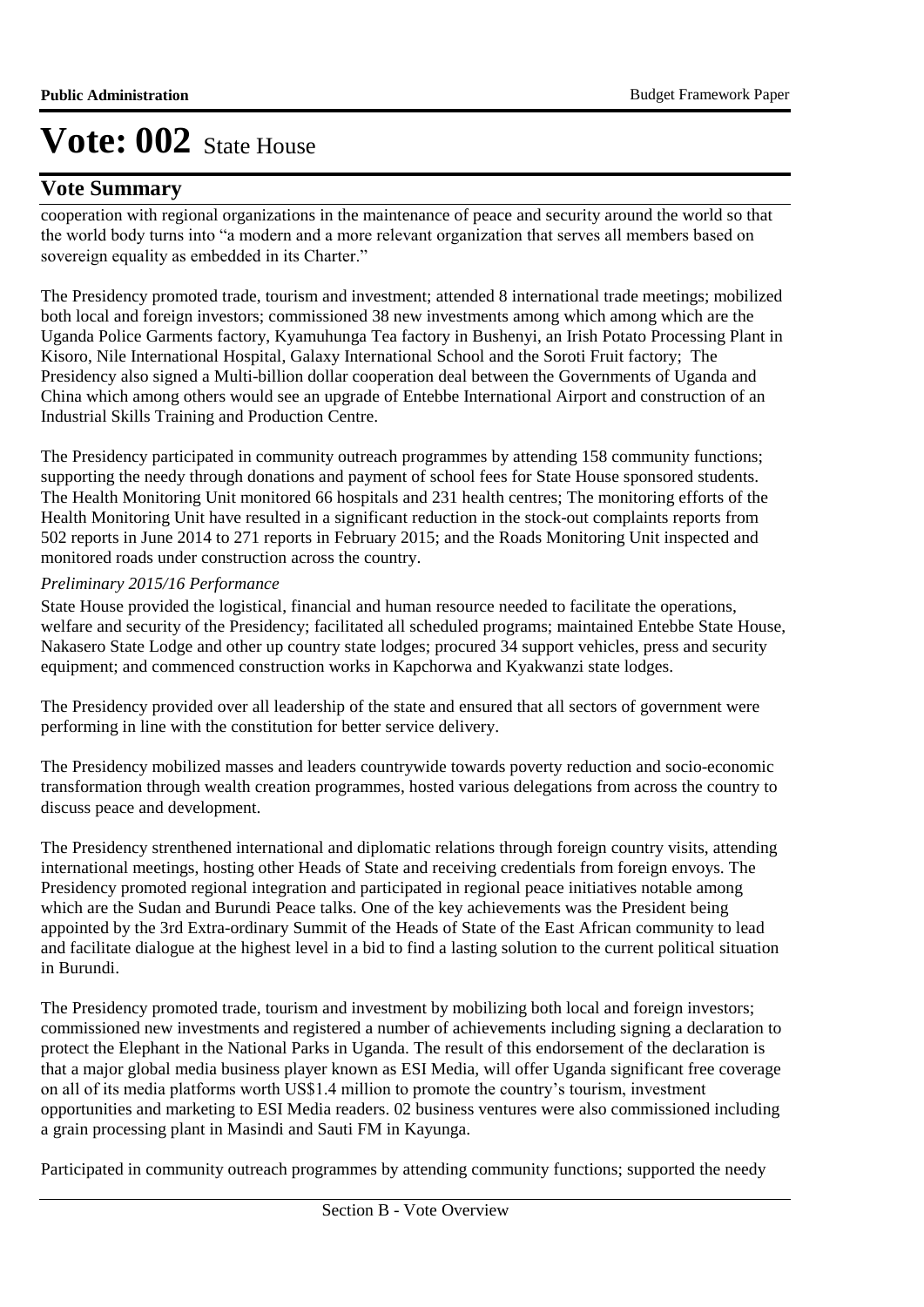# Vote: 002 State House

## Vote Summary

cooperation with regional organizations in the maintenance of peace and security around the world so that the world body turns into "a modern and a more relevant organization that serves all members based on sovereign equality as embedded in its Charter."

The Presidency promoted trade, tourism and investment; attended 8 international trade meetings; mobilized both local and foreign investors; commissioned 38 new investments among which among which are the Uganda Police Garments factory, Kyamuhunga Tea factory in Bushenyi, an Irish Potato Processing Plant in Kisoro, Nile International Hospital, Galaxy International School and the Soroti Fruit factory; The Presidency also signed a Multi-billion dollar cooperation deal between the Governments of Uganda and China which among others would see an upgrade of Entebbe International Airport and construction of an Industrial Skills Training and Production Centre.

The Presidency participated in community outreach programmes by attending 158 community functions; supporting the needy through donations and payment of school fees for State House sponsored students. The Health Monitoring Unit monitored 66 hospitals and 231 health centres; The monitoring efforts of the Health Monitoring Unit have resulted in a significant reduction in the stock-out complaints reports from 502 reports in June 2014 to 271 reports in February 2015; and the Roads Monitoring Unit inspected and monitored roads under construction across the country.

*Preliminary 2015/16 Performance*

State House provided the logistical, financial and human resource needed to facilitate the operations, welfare and security of the Presidency; facilitated all scheduled programs; maintained Entebbe State House, Nakasero State Lodge and other up country state lodges; procured 34 support vehicles, press and security equipment; and commenced construction works in Kapchorwa and Kyakwanzi state lodges.

The Presidency provided over all leadership of the state and ensured that all sectors of government were performing in line with the constitution for better service delivery.

The Presidency mobilized masses and leaders countrywide towards poverty reduction and socio-economic transformation through wealth creation programmes, hosted various delegations from across the country to discuss peace and development.

The Presidency strenthened international and diplomatic relations through foreign country visits, attending international meetings, hosting other Heads of State and receiving credentials from foreign envoys. The Presidency promoted regional integration and participated in regional peace initiatives notable among which are the Sudan and Burundi Peace talks. One of the key achievements was the President being appointed by the 3rd Extra-ordinary Summit of the Heads of State of the East African community to lead and facilitate dialogue at the highest level in a bid to find a lasting solution to the current political situation in Burundi.

The Presidency promoted trade, tourism and investment by mobilizing both local and foreign investors; commissioned new investments and registered a number of achievements including signing a declaration to protect the Elephant in the National Parks in Uganda. The result of this endorsement of the declaration is that a major global media business player known as ESI Media, will offer Uganda significant free coverage on all of its media platforms worth US$1.4 million to promote the country's tourism, investment opportunities and marketing to ESI Media readers. 02 business ventures were also commissioned including a grain processing plant in Masindi and Sauti FM in Kayunga.

Participated in community outreach programmes by attending community functions; supported the needy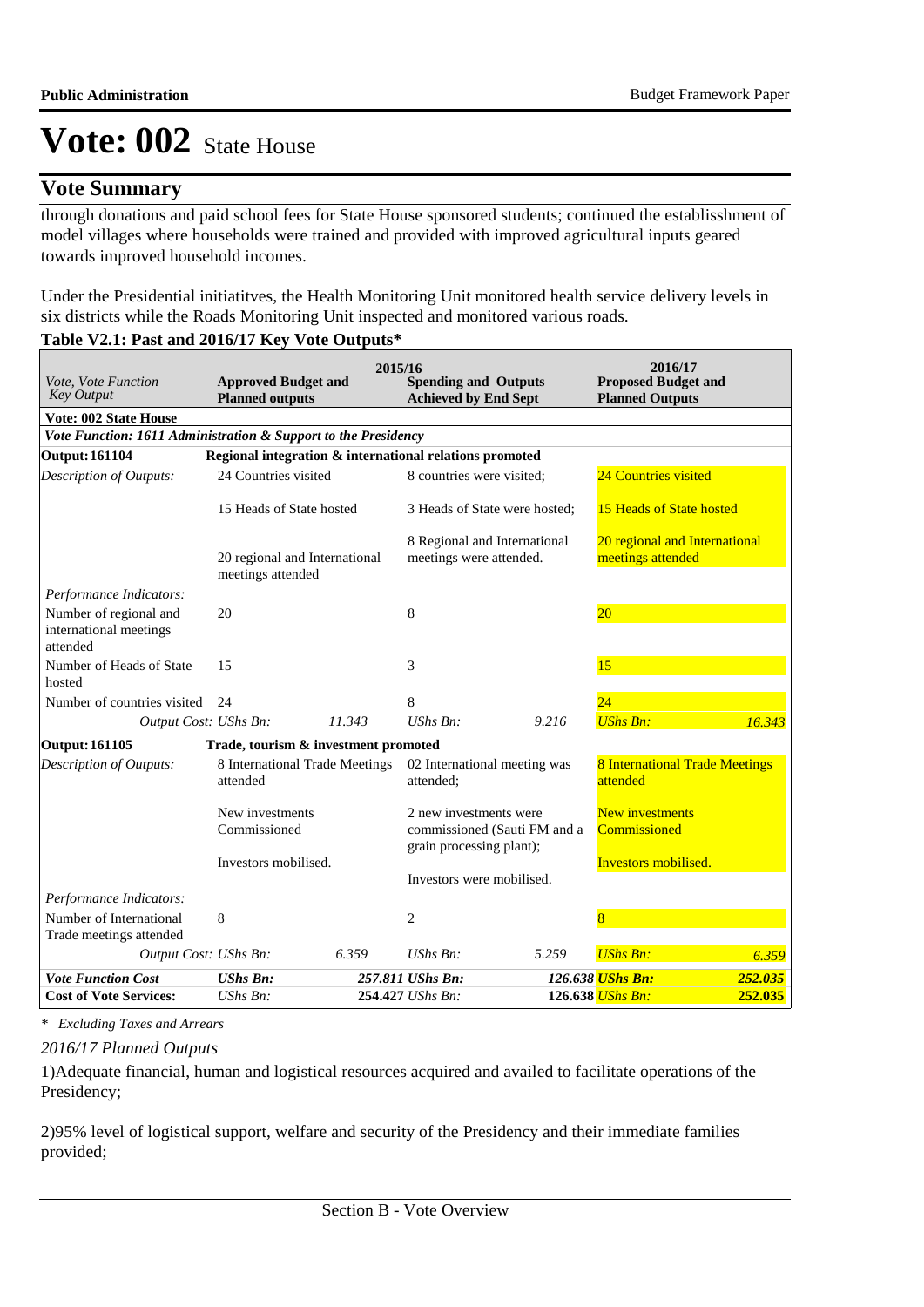# Vote: 002 State House

## Vote Summary

through donations and paid school fees for State House sponsored students; continued the establisshment of model villages where households were trained and provided with improved agricultural inputs geared towards improved household incomes.

Under the Presidential initiatitves, the Health Monitoring Unit monitored health service delivery levels in six districts while the Roads Monitoring Unit inspected and monitored various roads.

**Table V2.1: Past and 2016/17 Key Vote Outputs***

| *Vote, Vote Function Key Output* | 2015/16 **Approved Budget and Planned outputs** | | **Spending and Outputs Achieved by End Sept** | | 2016/17 **Proposed Budget and Planned Outputs** | |
|---|---|---|---|---|---|---|
| **Vote: 002 State House** | | | | | | |
| ***Vote Function: 1611 Administration & Support to the Presidency*** | | | | | | |
| **Output: 161104** | **Regional integration & international relations promoted** | | | | | |
| *Description of Outputs:* | 24 Countries visited | | 8 countries were visited; | | 24 Countries visited | |
| | 15 Heads of State hosted | | 3 Heads of State were hosted; | | 15 Heads of State hosted | |
| | 20 regional and International meetings attended | | 8 Regional and International meetings were attended. | | 20 regional and International meetings attended | |
| *Performance Indicators:* | | | | | | |
| Number of regional and international meetings attended | 20 | | 8 | | 20 | |
| Number of Heads of State hosted | 15 | | 3 | | 15 | |
| Number of countries visited | 24 | | 8 | | 24 | |
| *Output Cost:* | *UShs Bn:* | *11.343* | *UShs Bn:* | *9.216* | *UShs Bn:* | *16.343* |
| **Output: 161105** | **Trade, tourism & investment promoted** | | | | | |
| *Description of Outputs:* | 8 International Trade Meetings attended | | 02 International meeting was attended; | | 8 International Trade Meetings attended | |
| | New investments Commissioned | | 2 new investments were commissioned (Sauti FM and a grain processing plant); | | New investments Commissioned | |
| | Investors mobilised. | | Investors were mobilised. | | Investors mobilised. | |
| *Performance Indicators:* | | | | | | |
| Number of International Trade meetings attended | 8 | | 2 | | 8 | |
| *Output Cost:* | *UShs Bn:* | *6.359* | *UShs Bn:* | *5.259* | *UShs Bn:* | *6.359* |
| ***Vote Function Cost*** | ***UShs Bn:*** | ***257.811*** | ***UShs Bn:*** | ***126.638*** | ***UShs Bn:*** | ***252.035*** |
| **Cost of Vote Services:** | *UShs Bn:* | **254.427** | *UShs Bn:* | **126.638** | *UShs Bn:* | **252.035** |

\* *Excluding Taxes and Arrears*

*2016/17 Planned Outputs*

1)Adequate financial, human and logistical resources acquired and availed to facilitate operations of the Presidency;

2)95% level of logistical support, welfare and security of the Presidency and their immediate families provided;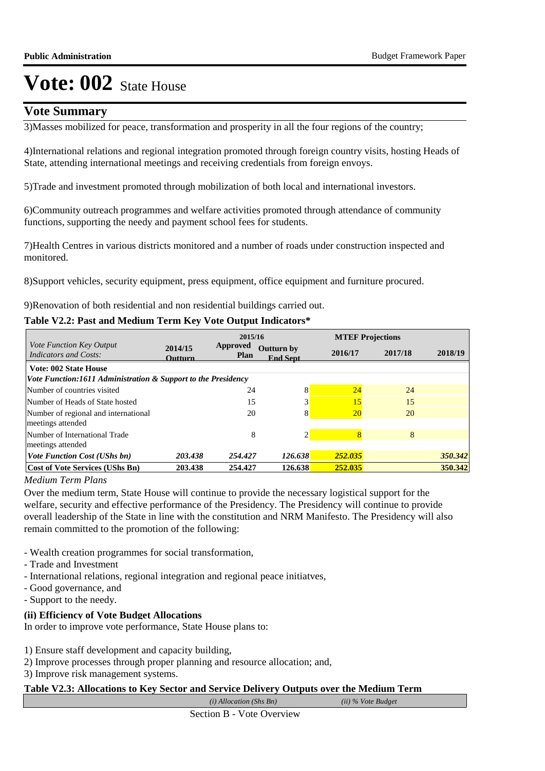# Vote: 002 State House

## Vote Summary

3)Masses mobilized for peace, transformation and prosperity in all the four regions of the country;

4)International relations and regional integration promoted through foreign country visits, hosting Heads of State, attending international meetings and receiving credentials from foreign envoys.

5)Trade and investment promoted through mobilization of both local and international investors.

6)Community outreach programmes and welfare activities promoted through attendance of community functions, supporting the needy and payment school fees for students.

7)Health Centres in various districts monitored and a number of roads under construction inspected and monitored.

8)Support vehicles, security equipment, press equipment, office equipment and furniture procured.

9)Renovation of both residential and non residential buildings carried out.

**Table V2.2: Past and Medium Term Key Vote Output Indicators***

| *Vote Function Key Output Indicators and Costs:* | 2014/15 Outturn | 2015/16 Approved Plan | 2015/16 Outturn by End Sept | MTEF Projections 2016/17 | 2017/18 | 2018/19 |
|---|---|---|---|---|---|---|
| **Vote: 002 State House** | | | | | | |
| ***Vote Function:1611 Administration & Support to the Presidency*** | | | | | | |
| Number of countries visited | | 24 | 8 | 24 | 24 | |
| Number of Heads of State hosted | | 15 | 3 | 15 | 15 | |
| Number of regional and international meetings attended | | 20 | 8 | 20 | 20 | |
| Number of International Trade meetings attended | | 8 | 2 | 8 | 8 | |
| ***Vote Function Cost (UShs bn)*** | ***203.438*** | ***254.427*** | ***126.638*** | ***252.035*** | | ***350.342*** |
| **Cost of Vote Services (UShs Bn)** | **203.438** | **254.427** | **126.638** | **252.035** | | **350.342** |

*Medium Term Plans*

Over the medium term, State House will continue to provide the necessary logistical support for the welfare, security and effective performance of the Presidency. The Presidency will continue to provide overall leadership of the State in line with the constitution and NRM Manifesto. The Presidency will also remain committed to the promotion of the following:

- Wealth creation programmes for social transformation,
- Trade and Investment
- International relations, regional integration and regional peace initiatves,
- Good governance, and
- Support to the needy.

**(ii) Efficiency of Vote Budget Allocations**

In order to improve vote performance, State House plans to:

1) Ensure staff development and capacity building,
2) Improve processes through proper planning and resource allocation; and,
3) Improve risk management systems.

**Table V2.3: Allocations to Key Sector and Service Delivery Outputs over the Medium Term**

| | *(i) Allocation (Shs Bn)* | *(ii) % Vote Budget* |
|---|---|---|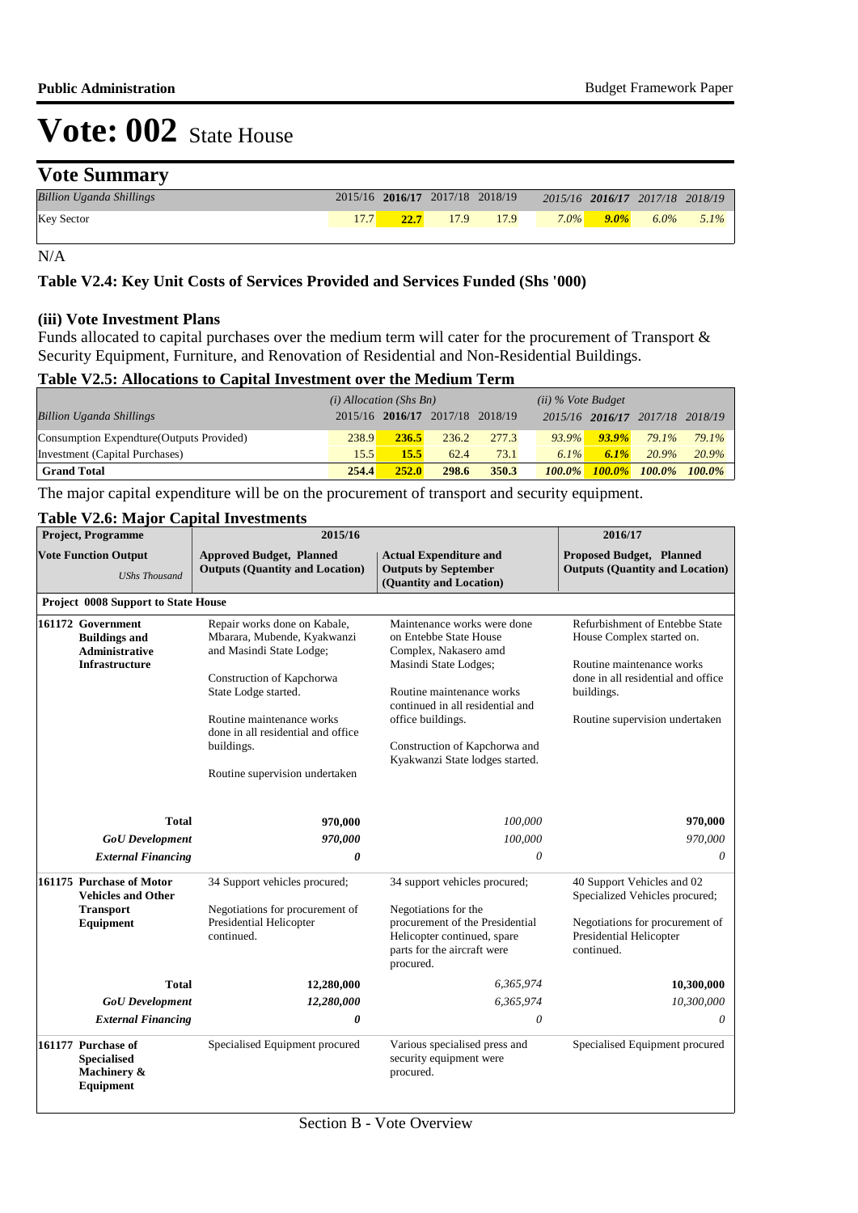# Vote: 002 State House

## Vote Summary

| *Billion Uganda Shillings* | 2015/16 | **2016/17** | 2017/18 | 2018/19 | 2015/16 | **2016/17** | 2017/18 | 2018/19 |
|---|---|---|---|---|---|---|---|---|
| Key Sector | 17.7 | **22.7** | 17.9 | 17.9 | *7.0%* | ***9.0%*** | *6.0%* | *5.1%* |

N/A

### Table V2.4: Key Unit Costs of Services Provided and Services Funded (Shs '000)

### (iii) Vote Investment Plans

Funds allocated to capital purchases over the medium term will cater for the procurement of Transport & Security Equipment, Furniture, and Renovation of Residential and Non-Residential Buildings.

### Table V2.5: Allocations to Capital Investment over the Medium Term

| | *(i) Allocation (Shs Bn)* | | | | *(ii) % Vote Budget* | | | |
|---|---|---|---|---|---|---|---|---|
| *Billion Uganda Shillings* | 2015/16 | **2016/17** | 2017/18 | 2018/19 | *2015/16* | ***2016/17*** | *2017/18* | *2018/19* |
| Consumption Expendture(Outputs Provided) | 238.9 | **236.5** | 236.2 | 277.3 | *93.9%* | ***93.9%*** | *79.1%* | *79.1%* |
| Investment (Capital Purchases) | 15.5 | **15.5** | 62.4 | 73.1 | *6.1%* | ***6.1%*** | *20.9%* | *20.9%* |
| **Grand Total** | **254.4** | **252.0** | **298.6** | **350.3** | ***100.0%*** | ***100.0%*** | ***100.0%*** | ***100.0%*** |

The major capital expenditure will be on the procurement of transport and security equipment.

### Table V2.6: Major Capital Investments

| **Project, Programme** | **2015/16** | | **2016/17** |
|---|---|---|---|
| **Vote Function Output** *UShs Thousand* | **Approved Budget, Planned Outputs (Quantity and Location)** | **Actual Expenditure and Outputs by September (Quantity and Location)** | **Proposed Budget, Planned Outputs (Quantity and Location)** |
| **Project 0008 Support to State House** | | | |
| **161172 Government Buildings and Administrative Infrastructure** | Repair works done on Kabale, Mbarara, Mubende, Kyakwanzi and Masindi State Lodge;<br><br>Construction of Kapchorwa State Lodge started.<br><br>Routine maintenance works done in all residential and office buildings.<br><br>Routine supervision undertaken | Maintenance works were done on Entebbe State House Complex, Nakasero amd Masindi State Lodges;<br><br>Routine maintenance works continued in all residential and office buildings.<br><br>Construction of Kapchorwa and Kyakwanzi State lodges started. | Refurbishment of Entebbe State House Complex started on.<br><br>Routine maintenance works done in all residential and office buildings.<br><br>Routine supervision undertaken |
| **Total** | **970,000** | *100,000* | **970,000** |
| ***GoU Development*** | ***970,000*** | *100,000* | *970,000* |
| ***External Financing*** | ***0*** | *0* | *0* |
| **161175 Purchase of Motor Vehicles and Other Transport Equipment** | 34 Support vehicles procured;<br><br>Negotiations for procurement of Presidential Helicopter continued. | 34 support vehicles procured;<br><br>Negotiations for the procurement of the Presidential Helicopter continued, spare parts for the aircraft were procured. | 40 Support Vehicles and 02 Specialized Vehicles procured;<br><br>Negotiations for procurement of Presidential Helicopter continued. |
| **Total** | **12,280,000** | *6,365,974* | **10,300,000** |
| ***GoU Development*** | ***12,280,000*** | *6,365,974* | *10,300,000* |
| ***External Financing*** | ***0*** | *0* | *0* |
| **161177 Purchase of Specialised Machinery & Equipment** | Specialised Equipment procured | Various specialised press and security equipment were procured. | Specialised Equipment procured |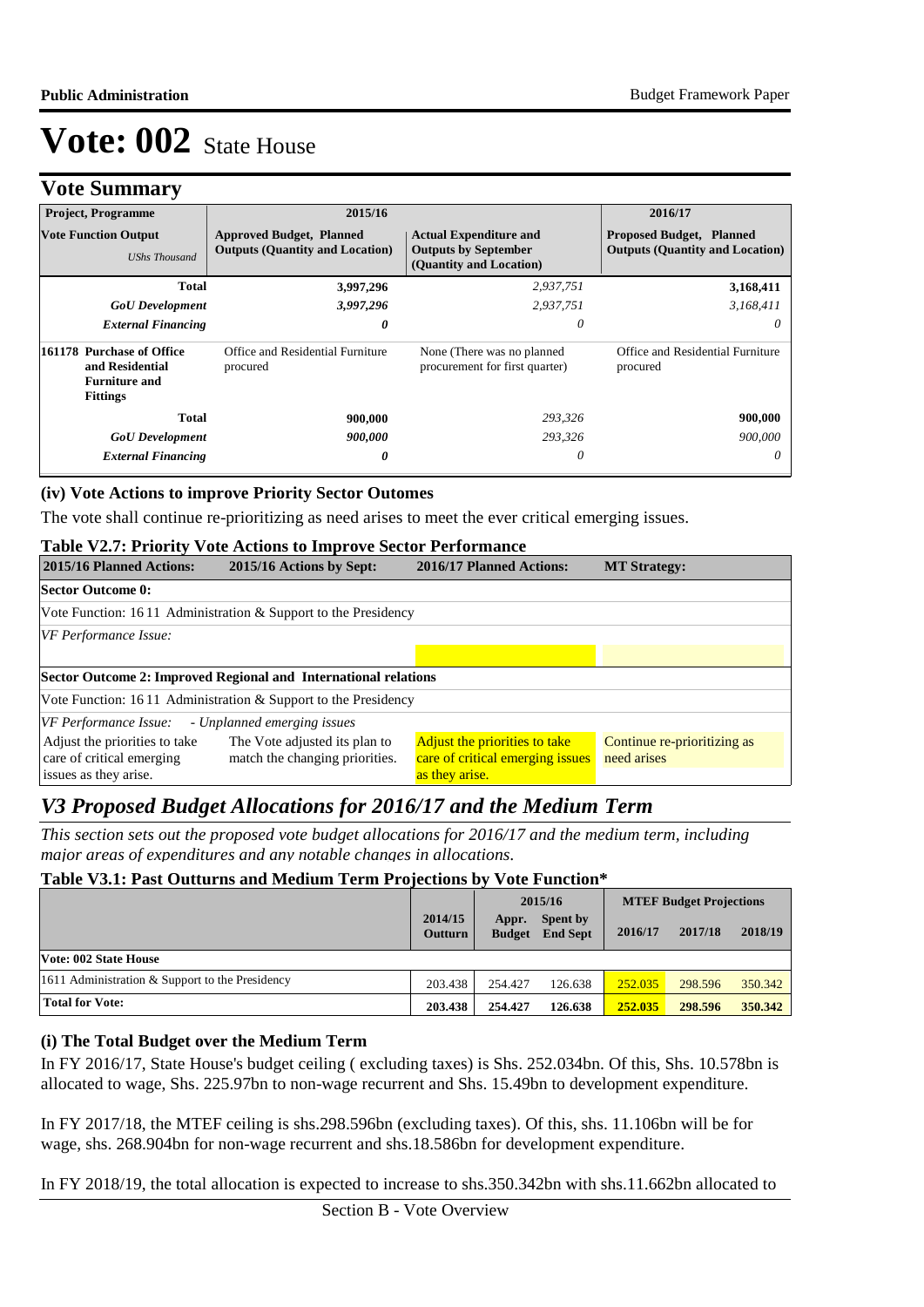# Vote: 002 State House

## Vote Summary

| Project, Programme | 2015/16 | | 2016/17 |
|---|---|---|---|
| **Vote Function Output** *UShs Thousand* | **Approved Budget, Planned Outputs (Quantity and Location)** | **Actual Expenditure and Outputs by September (Quantity and Location)** | **Proposed Budget, Planned Outputs (Quantity and Location)** |
| **Total** | **3,997,296** | *2,937,751* | **3,168,411** |
| ***GoU Development*** | ***3,997,296*** | *2,937,751* | *3,168,411* |
| ***External Financing*** | ***0*** | *0* | *0* |
| **161178 Purchase of Office and Residential Furniture and Fittings** | Office and Residential Furniture procured | None (There was no planned procurement for first quarter) | Office and Residential Furniture procured |
| **Total** | **900,000** | *293,326* | **900,000** |
| ***GoU Development*** | ***900,000*** | *293,326* | *900,000* |
| ***External Financing*** | ***0*** | *0* | *0* |

### (iv) Vote Actions to improve Priority Sector Outomes

The vote shall continue re-prioritizing as need arises to meet the ever critical emerging issues.

**Table V2.7: Priority Vote Actions to Improve Sector Performance**

| 2015/16 Planned Actions: | 2015/16 Actions by Sept: | 2016/17 Planned Actions: | MT Strategy: |
|---|---|---|---|
| **Sector Outcome 0:** | | | |
| Vote Function: 16 11 Administration & Support to the Presidency | | | |
| *VF Performance Issue:* | | | |
| | | | |
| **Sector Outcome 2: Improved Regional and International relations** | | | |
| Vote Function: 16 11 Administration & Support to the Presidency | | | |
| *VF Performance Issue: - Unplanned emerging issues* | | | |
| Adjust the priorities to take care of critical emerging issues as they arise. | The Vote adjusted its plan to match the changing priorities. | Adjust the priorities to take care of critical emerging issues as they arise. | Continue re-prioritizing as need arises |

## V3 Proposed Budget Allocations for 2016/17 and the Medium Term

*This section sets out the proposed vote budget allocations for 2016/17 and the medium term, including major areas of expenditures and any notable changes in allocations.*

**Table V3.1: Past Outturns and Medium Term Projections by Vote Function***

| | 2014/15 Outturn | 2015/16 Appr. Budget | 2015/16 Spent by End Sept | MTEF Budget Projections 2016/17 | 2017/18 | 2018/19 |
|---|---|---|---|---|---|---|
| **Vote: 002 State House** | | | | | | |
| 1611 Administration & Support to the Presidency | 203.438 | 254.427 | 126.638 | 252.035 | 298.596 | 350.342 |
| **Total for Vote:** | **203.438** | **254.427** | **126.638** | **252.035** | **298.596** | **350.342** |

### (i) The Total Budget over the Medium Term

In FY 2016/17, State House's budget ceiling ( excluding taxes) is Shs. 252.034bn. Of this, Shs. 10.578bn is allocated to wage, Shs. 225.97bn to non-wage recurrent and Shs. 15.49bn to development expenditure.

In FY 2017/18, the MTEF ceiling is shs.298.596bn (excluding taxes). Of this, shs. 11.106bn will be for wage, shs. 268.904bn for non-wage recurrent and shs.18.586bn for development expenditure.

In FY 2018/19, the total allocation is expected to increase to shs.350.342bn with shs.11.662bn allocated to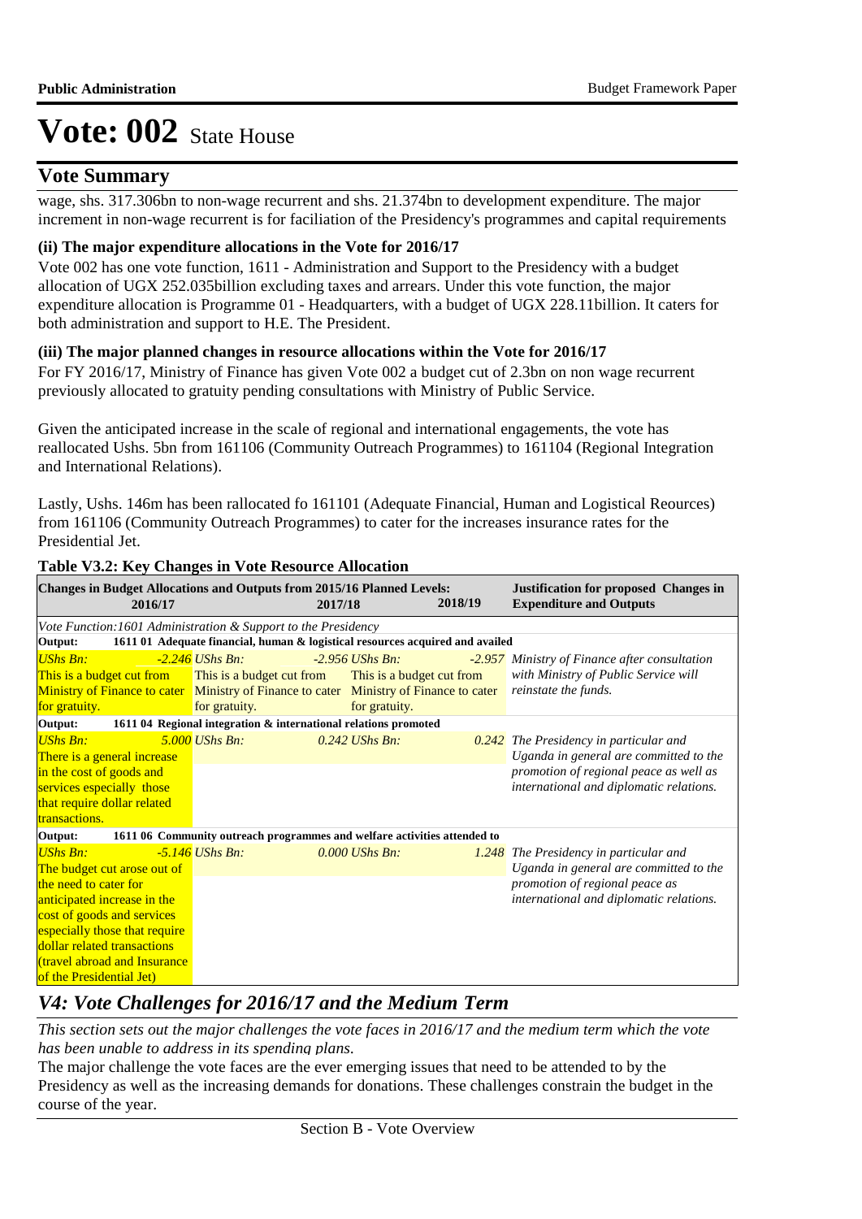# Vote: 002 State House

## Vote Summary

wage, shs. 317.306bn to non-wage recurrent and shs. 21.374bn to development expenditure. The major increment in non-wage recurrent is for faciliation of the Presidency's programmes and capital requirements

### (ii) The major expenditure allocations in the Vote for 2016/17

Vote 002 has one vote function, 1611 - Administration and Support to the Presidency with a budget allocation of UGX 252.035billion excluding taxes and arrears. Under this vote function, the major expenditure allocation is Programme 01 - Headquarters, with a budget of UGX 228.11billion. It caters for both administration and support to H.E. The President.

### (iii) The major planned changes in resource allocations within the Vote for 2016/17

For FY 2016/17, Ministry of Finance has given Vote 002 a budget cut of 2.3bn on non wage recurrent previously allocated to gratuity pending consultations with Ministry of Public Service.

Given the anticipated increase in the scale of regional and international engagements, the vote has reallocated Ushs. 5bn from 161106 (Community Outreach Programmes) to 161104 (Regional Integration and International Relations).

Lastly, Ushs. 146m has been rallocated fo 161101 (Adequate Financial, Human and Logistical Reources) from 161106 (Community Outreach Programmes) to cater for the increases insurance rates for the Presidential Jet.

**Table V3.2: Key Changes in Vote Resource Allocation**

| Changes in Budget Allocations and Outputs from 2015/16 Planned Levels: 2016/17 | 2017/18 | 2018/19 | Justification for proposed Changes in Expenditure and Outputs |
|---|---|---|---|
| *Vote Function:1601 Administration & Support to the Presidency* | | | |
| **Output: 1611 01 Adequate financial, human & logistical resources acquired and availed** | | | |
| *UShs Bn:* *-2.246* This is a budget cut from Ministry of Finance to cater for gratuity. | *UShs Bn:* *-2.956* This is a budget cut from Ministry of Finance to cater for gratuity. | *UShs Bn:* *-2.957* This is a budget cut from Ministry of Finance to cater for gratuity. | *Ministry of Finance after consultation with Ministry of Public Service will reinstate the funds.* |
| **Output: 1611 04 Regional integration & international relations promoted** | | | |
| *UShs Bn:* *5.000* There is a general increase in the cost of goods and services especially those that require dollar related transactions. | *UShs Bn:* *0.242* | *UShs Bn:* *0.242* | *The Presidency in particular and Uganda in general are committed to the promotion of regional peace as well as international and diplomatic relations.* |
| **Output: 1611 06 Community outreach programmes and welfare activities attended to** | | | |
| *UShs Bn:* *-5.146* The budget cut arose out of the need to cater for anticipated increase in the cost of goods and services especially those that require dollar related transactions (travel abroad and Insurance of the Presidential Jet) | *UShs Bn:* *0.000* | *UShs Bn:* *1.248* | *The Presidency in particular and Uganda in general are committed to the promotion of regional peace as international and diplomatic relations.* |

## *V4: Vote Challenges for 2016/17 and the Medium Term*

*This section sets out the major challenges the vote faces in 2016/17 and the medium term which the vote has been unable to address in its spending plans.*

The major challenge the vote faces are the ever emerging issues that need to be attended to by the Presidency as well as the increasing demands for donations. These challenges constrain the budget in the course of the year.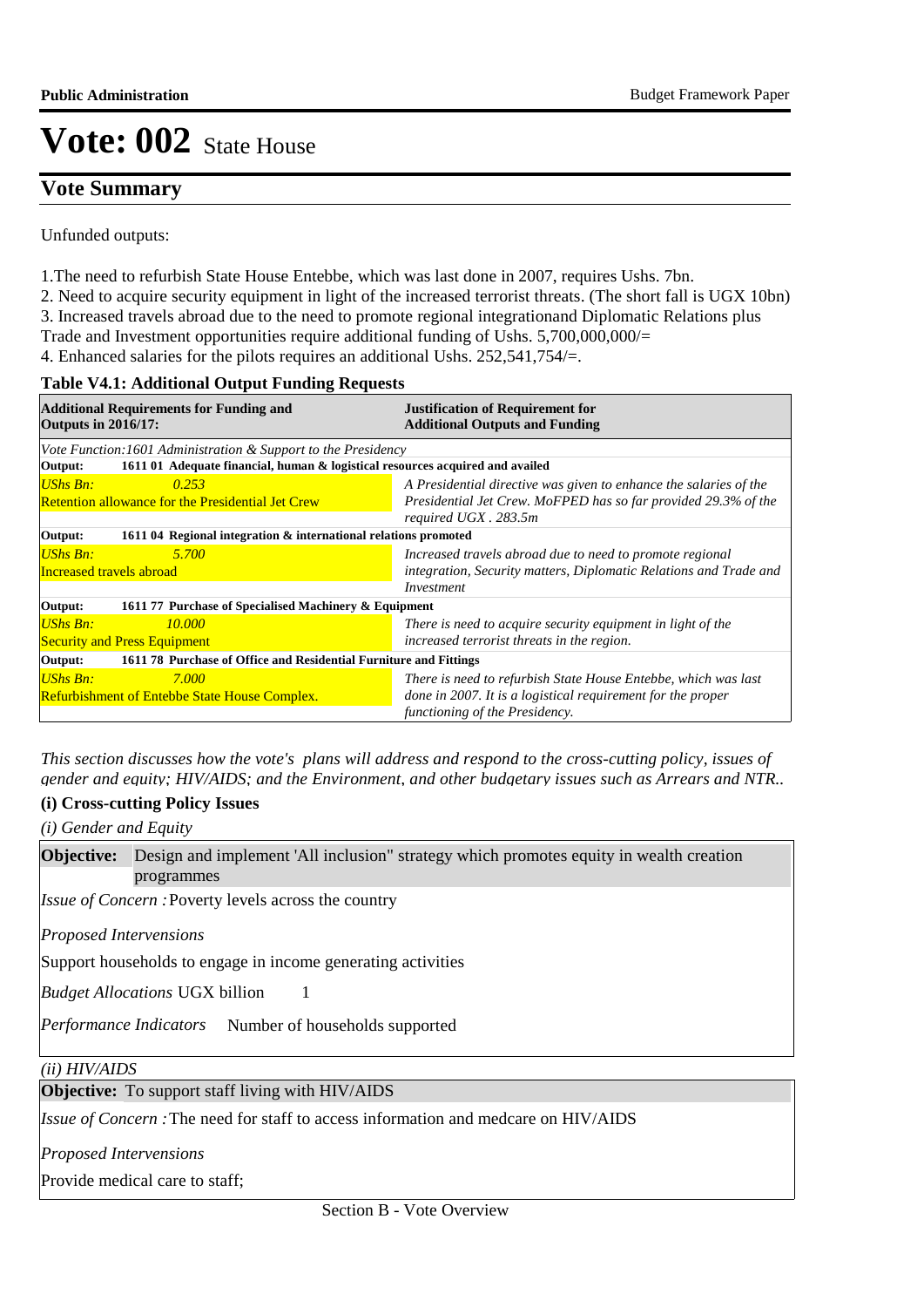# Vote: 002 State House

## Vote Summary

Unfunded outputs:

1.The need to refurbish State House Entebbe, which was last done in 2007, requires Ushs. 7bn.
2. Need to acquire security equipment in light of the increased terrorist threats. (The short fall is UGX 10bn)
3. Increased travels abroad due to the need to promote regional integrationand Diplomatic Relations plus Trade and Investment opportunities require additional funding of Ushs. 5,700,000,000/=
4. Enhanced salaries for the pilots requires an additional Ushs. 252,541,754/=.

**Table V4.1: Additional Output Funding Requests**

| Additional Requirements for Funding and Outputs in 2016/17: | Justification of Requirement for Additional Outputs and Funding |
|---|---|
| *Vote Function:1601 Administration & Support to the Presidency* | |
| **Output: 1611 01 Adequate financial, human & logistical resources acquired and availed** | |
| *UShs Bn:* *0.253*<br>Retention allowance for the Presidential Jet Crew | *A Presidential directive was given to enhance the salaries of the Presidential Jet Crew. MoFPED has so far provided 29.3% of the required UGX . 283.5m* |
| **Output: 1611 04 Regional integration & international relations promoted** | |
| *UShs Bn:* *5.700*<br>Increased travels abroad | *Increased travels abroad due to need to promote regional integration, Security matters, Diplomatic Relations and Trade and Investment* |
| **Output: 1611 77 Purchase of Specialised Machinery & Equipment** | |
| *UShs Bn:* *10.000*<br>Security and Press Equipment | *There is need to acquire security equipment in light of the increased terrorist threats in the region.* |
| **Output: 1611 78 Purchase of Office and Residential Furniture and Fittings** | |
| *UShs Bn:* *7.000*<br>Refurbishment of Entebbe State House Complex. | *There is need to refurbish State House Entebbe, which was last done in 2007. It is a logistical requirement for the proper functioning of the Presidency.* |

*This section discusses how the vote's plans will address and respond to the cross-cutting policy, issues of gender and equity; HIV/AIDS; and the Environment, and other budgetary issues such as Arrears and NTR..*

### (i) Cross-cutting Policy Issues

*(i) Gender and Equity*

**Objective:** Design and implement 'All inclusion" strategy which promotes equity in wealth creation programmes

*Issue of Concern :* Poverty levels across the country

*Proposed Interventions*

Support households to engage in income generating activities

*Budget Allocations* UGX billion 1

*Performance Indicators* Number of households supported

*(ii) HIV/AIDS*

**Objective:** To support staff living with HIV/AIDS

*Issue of Concern :* The need for staff to access information and medcare on HIV/AIDS

*Proposed Interventions*

Provide medical care to staff;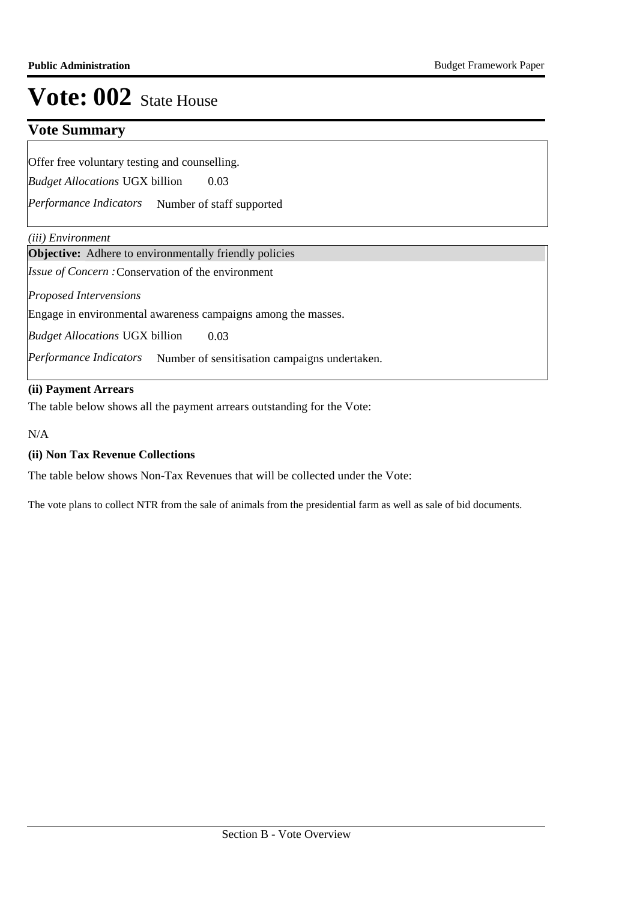# Vote: 002 State House

## Vote Summary

Offer free voluntary testing and counselling.

*Budget Allocations* UGX billion 0.03

*Performance Indicators* Number of staff supported

*(iii) Environment*

**Objective:** Adhere to environmentally friendly policies

*Issue of Concern :* Conservation of the environment

*Proposed Intervensions*

Engage in environmental awareness campaigns among the masses.

*Budget Allocations* UGX billion 0.03

*Performance Indicators* Number of sensitisation campaigns undertaken.

**(ii) Payment Arrears**

The table below shows all the payment arrears outstanding for the Vote:

N/A

**(ii) Non Tax Revenue Collections**

The table below shows Non-Tax Revenues that will be collected under the Vote:

The vote plans to collect NTR from the sale of animals from the presidential farm as well as sale of bid documents.